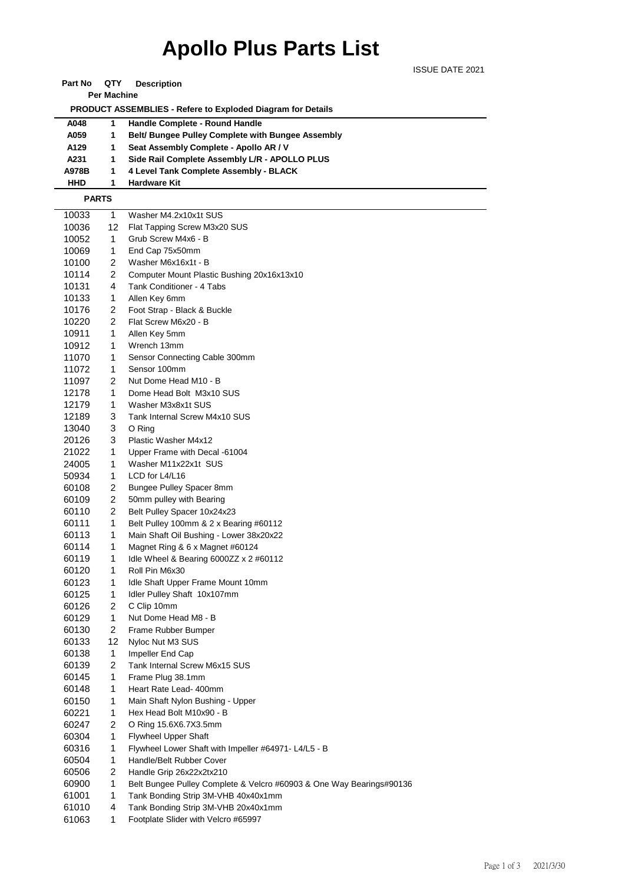# Apollo Plus Parts List

ISSUE DATE 2021

**PRODUCT ASSEMBLIES - Refere to Exploded Diagram for Details**

| Part No | QTY Per Machine | Description |
|---|---|---|
| **A048** | **1** | **Handle Complete - Round Handle** |
| **A059** | **1** | **Belt/ Bungee Pulley Complete with Bungee Assembly** |
| **A129** | **1** | **Seat Assembly Complete - Apollo AR / V** |
| **A231** | **1** | **Side Rail Complete Assembly L/R - APOLLO PLUS** |
| **A978B** | **1** | **4 Level Tank Complete Assembly - BLACK** |
| **HHD** | **1** | **Hardware Kit** |

**PARTS**

| Part No | QTY Per Machine | Description |
|---|---|---|
| 10033 | 1 | Washer M4.2x10x1t SUS |
| 10036 | 12 | Flat Tapping Screw M3x20 SUS |
| 10052 | 1 | Grub Screw M4x6 - B |
| 10069 | 1 | End Cap 75x50mm |
| 10100 | 2 | Washer M6x16x1t - B |
| 10114 | 2 | Computer Mount Plastic Bushing 20x16x13x10 |
| 10131 | 4 | Tank Conditioner - 4 Tabs |
| 10133 | 1 | Allen Key 6mm |
| 10176 | 2 | Foot Strap - Black & Buckle |
| 10220 | 2 | Flat Screw M6x20 - B |
| 10911 | 1 | Allen Key 5mm |
| 10912 | 1 | Wrench 13mm |
| 11070 | 1 | Sensor Connecting Cable 300mm |
| 11072 | 1 | Sensor 100mm |
| 11097 | 2 | Nut Dome Head M10 - B |
| 12178 | 1 | Dome Head Bolt M3x10 SUS |
| 12179 | 1 | Washer M3x8x1t SUS |
| 12189 | 3 | Tank Internal Screw M4x10 SUS |
| 13040 | 3 | O Ring |
| 20126 | 3 | Plastic Washer M4x12 |
| 21022 | 1 | Upper Frame with Decal -61004 |
| 24005 | 1 | Washer M11x22x1t SUS |
| 50934 | 1 | LCD for L4/L16 |
| 60108 | 2 | Bungee Pulley Spacer 8mm |
| 60109 | 2 | 50mm pulley with Bearing |
| 60110 | 2 | Belt Pulley Spacer 10x24x23 |
| 60111 | 1 | Belt Pulley 100mm & 2 x Bearing #60112 |
| 60113 | 1 | Main Shaft Oil Bushing - Lower 38x20x22 |
| 60114 | 1 | Magnet Ring & 6 x Magnet #60124 |
| 60119 | 1 | Idle Wheel & Bearing 6000ZZ x 2 #60112 |
| 60120 | 1 | Roll Pin M6x30 |
| 60123 | 1 | Idle Shaft Upper Frame Mount 10mm |
| 60125 | 1 | Idler Pulley Shaft 10x107mm |
| 60126 | 2 | C Clip 10mm |
| 60129 | 1 | Nut Dome Head M8 - B |
| 60130 | 2 | Frame Rubber Bumper |
| 60133 | 12 | Nyloc Nut M3 SUS |
| 60138 | 1 | Impeller End Cap |
| 60139 | 2 | Tank Internal Screw M6x15 SUS |
| 60145 | 1 | Frame Plug 38.1mm |
| 60148 | 1 | Heart Rate Lead- 400mm |
| 60150 | 1 | Main Shaft Nylon Bushing - Upper |
| 60221 | 1 | Hex Head Bolt M10x90 - B |
| 60247 | 2 | O Ring 15.6X6.7X3.5mm |
| 60304 | 1 | Flywheel Upper Shaft |
| 60316 | 1 | Flywheel Lower Shaft with Impeller #64971- L4/L5 - B |
| 60504 | 1 | Handle/Belt Rubber Cover |
| 60506 | 2 | Handle Grip 26x22x2tx210 |
| 60900 | 1 | Belt Bungee Pulley Complete & Velcro #60903 & One Way Bearings#90136 |
| 61001 | 1 | Tank Bonding Strip 3M-VHB 40x40x1mm |
| 61010 | 4 | Tank Bonding Strip 3M-VHB 20x40x1mm |
| 61063 | 1 | Footplate Slider with Velcro #65997 |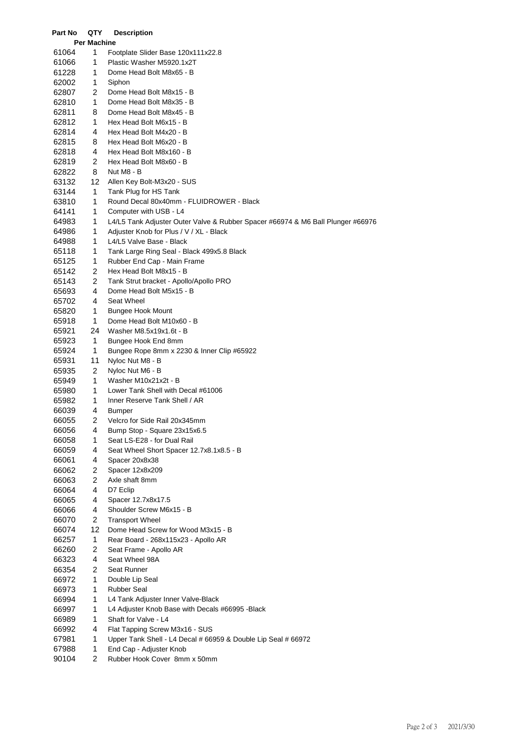| Part No | QTY Per Machine | Description |
|---|---|---|
| 61064 | 1 | Footplate Slider Base 120x111x22.8 |
| 61066 | 1 | Plastic Washer M5920.1x2T |
| 61228 | 1 | Dome Head Bolt M8x65 - B |
| 62002 | 1 | Siphon |
| 62807 | 2 | Dome Head Bolt M8x15 - B |
| 62810 | 1 | Dome Head Bolt M8x35 - B |
| 62811 | 8 | Dome Head Bolt M8x45 - B |
| 62812 | 1 | Hex Head Bolt M6x15 - B |
| 62814 | 4 | Hex Head Bolt M4x20 - B |
| 62815 | 8 | Hex Head Bolt M6x20 - B |
| 62818 | 4 | Hex Head Bolt M8x160 - B |
| 62819 | 2 | Hex Head Bolt M8x60 - B |
| 62822 | 8 | Nut M8 - B |
| 63132 | 12 | Allen Key Bolt-M3x20 - SUS |
| 63144 | 1 | Tank Plug for HS Tank |
| 63810 | 1 | Round Decal 80x40mm - FLUIDROWER - Black |
| 64141 | 1 | Computer with USB - L4 |
| 64983 | 1 | L4/L5 Tank Adjuster Outer Valve & Rubber Spacer #66974 & M6 Ball Plunger #66976 |
| 64986 | 1 | Adjuster Knob for Plus / V / XL - Black |
| 64988 | 1 | L4/L5 Valve Base - Black |
| 65118 | 1 | Tank Large Ring Seal - Black 499x5.8 Black |
| 65125 | 1 | Rubber End Cap - Main Frame |
| 65142 | 2 | Hex Head Bolt M8x15 - B |
| 65143 | 2 | Tank Strut bracket - Apollo/Apollo PRO |
| 65693 | 4 | Dome Head Bolt M5x15 - B |
| 65702 | 4 | Seat Wheel |
| 65820 | 1 | Bungee Hook Mount |
| 65918 | 1 | Dome Head Bolt M10x60 - B |
| 65921 | 24 | Washer M8.5x19x1.6t - B |
| 65923 | 1 | Bungee Hook End 8mm |
| 65924 | 1 | Bungee Rope 8mm x 2230 & Inner Clip #65922 |
| 65931 | 11 | Nyloc Nut M8 - B |
| 65935 | 2 | Nyloc Nut M6 - B |
| 65949 | 1 | Washer M10x21x2t - B |
| 65980 | 1 | Lower Tank Shell with Decal #61006 |
| 65982 | 1 | Inner Reserve Tank Shell / AR |
| 66039 | 4 | Bumper |
| 66055 | 2 | Velcro for Side Rail 20x345mm |
| 66056 | 4 | Bump Stop - Square 23x15x6.5 |
| 66058 | 1 | Seat LS-E28 - for Dual Rail |
| 66059 | 4 | Seat Wheel Short Spacer 12.7x8.1x8.5 - B |
| 66061 | 4 | Spacer 20x8x38 |
| 66062 | 2 | Spacer 12x8x209 |
| 66063 | 2 | Axle shaft 8mm |
| 66064 | 4 | D7 Eclip |
| 66065 | 4 | Spacer 12.7x8x17.5 |
| 66066 | 4 | Shoulder Screw M6x15 - B |
| 66070 | 2 | Transport Wheel |
| 66074 | 12 | Dome Head Screw for Wood M3x15 - B |
| 66257 | 1 | Rear Board - 268x115x23 - Apollo AR |
| 66260 | 2 | Seat Frame - Apollo AR |
| 66323 | 4 | Seat Wheel 98A |
| 66354 | 2 | Seat Runner |
| 66972 | 1 | Double Lip Seal |
| 66973 | 1 | Rubber Seal |
| 66994 | 1 | L4 Tank Adjuster Inner Valve-Black |
| 66997 | 1 | L4 Adjuster Knob Base with Decals #66995 -Black |
| 66989 | 1 | Shaft for Valve - L4 |
| 66992 | 4 | Flat Tapping Screw M3x16 - SUS |
| 67981 | 1 | Upper Tank Shell - L4 Decal # 66959 & Double Lip Seal # 66972 |
| 67988 | 1 | End Cap - Adjuster Knob |
| 90104 | 2 | Rubber Hook Cover 8mm x 50mm |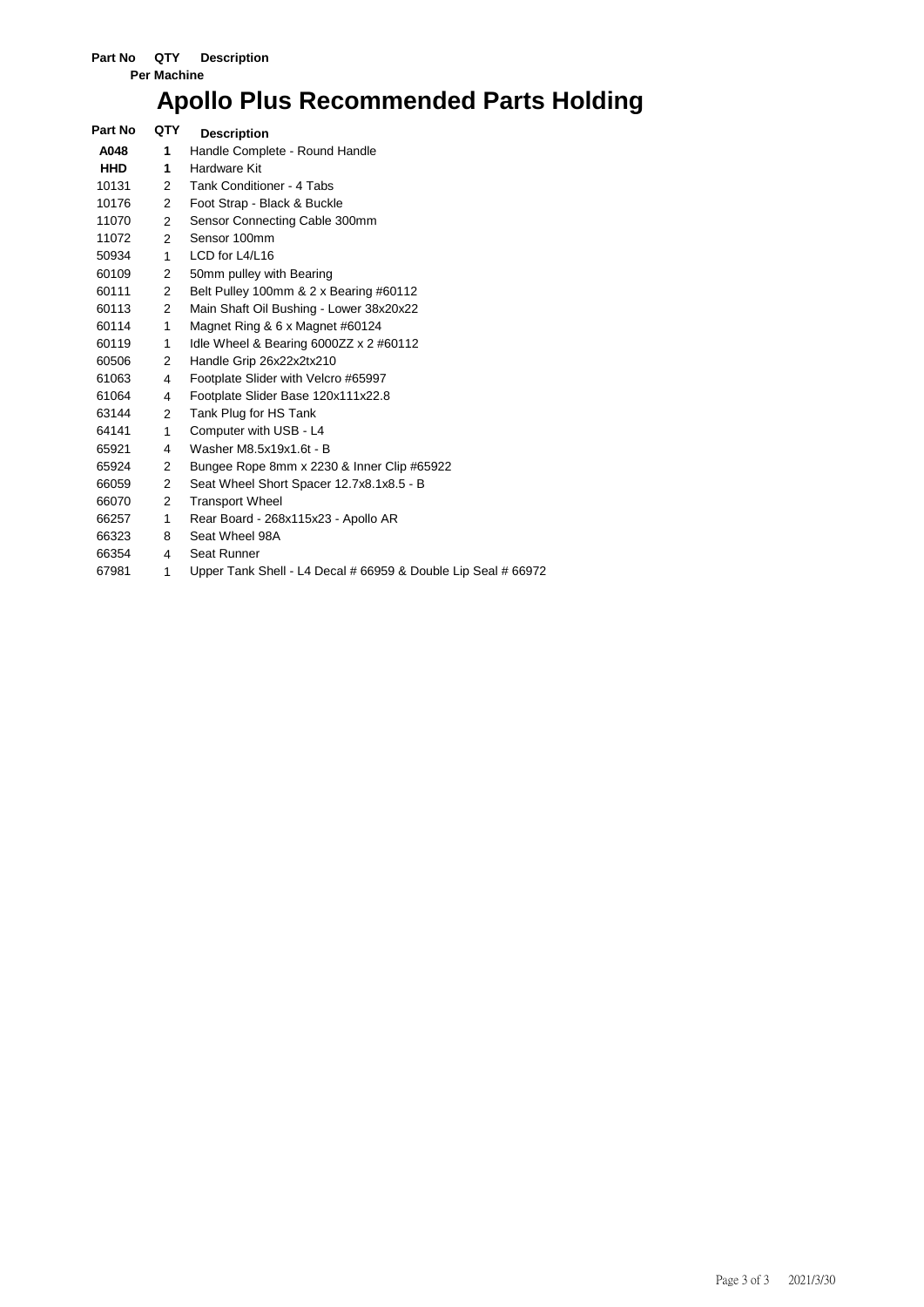**Part No QTY Description**
**Per Machine**

# Apollo Plus Recommended Parts Holding

| Part No | QTY | Description |
|---|---|---|
| **A048** | **1** | Handle Complete - Round Handle |
| **HHD** | **1** | Hardware Kit |
| 10131 | 2 | Tank Conditioner - 4 Tabs |
| 10176 | 2 | Foot Strap - Black & Buckle |
| 11070 | 2 | Sensor Connecting Cable 300mm |
| 11072 | 2 | Sensor 100mm |
| 50934 | 1 | LCD for L4/L16 |
| 60109 | 2 | 50mm pulley with Bearing |
| 60111 | 2 | Belt Pulley 100mm & 2 x Bearing #60112 |
| 60113 | 2 | Main Shaft Oil Bushing - Lower 38x20x22 |
| 60114 | 1 | Magnet Ring & 6 x Magnet #60124 |
| 60119 | 1 | Idle Wheel & Bearing 6000ZZ x 2 #60112 |
| 60506 | 2 | Handle Grip 26x22x2tx210 |
| 61063 | 4 | Footplate Slider with Velcro #65997 |
| 61064 | 4 | Footplate Slider Base 120x111x22.8 |
| 63144 | 2 | Tank Plug for HS Tank |
| 64141 | 1 | Computer with USB - L4 |
| 65921 | 4 | Washer M8.5x19x1.6t - B |
| 65924 | 2 | Bungee Rope 8mm x 2230 & Inner Clip #65922 |
| 66059 | 2 | Seat Wheel Short Spacer 12.7x8.1x8.5 - B |
| 66070 | 2 | Transport Wheel |
| 66257 | 1 | Rear Board - 268x115x23 - Apollo AR |
| 66323 | 8 | Seat Wheel 98A |
| 66354 | 4 | Seat Runner |
| 67981 | 1 | Upper Tank Shell - L4 Decal # 66959 & Double Lip Seal # 66972 |